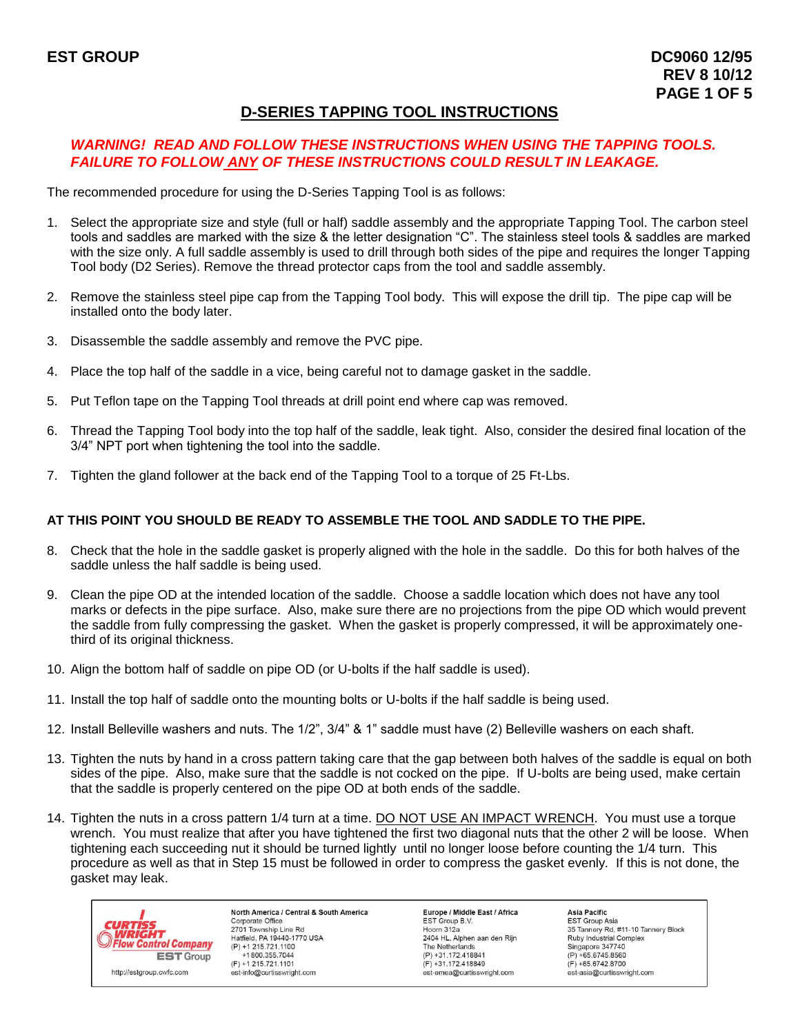**EST GROUP**

**DC9060 12/95**
**REV 8 10/12**

## D-SERIES TAPPING TOOL INSTRUCTIONS

***WARNING! READ AND FOLLOW THESE INSTRUCTIONS WHEN USING THE TAPPING TOOLS. FAILURE TO FOLLOW ANY OF THESE INSTRUCTIONS COULD RESULT IN LEAKAGE.***

The recommended procedure for using the D-Series Tapping Tool is as follows:

1. Select the appropriate size and style (full or half) saddle assembly and the appropriate Tapping Tool. The carbon steel tools and saddles are marked with the size & the letter designation "C". The stainless steel tools & saddles are marked with the size only. A full saddle assembly is used to drill through both sides of the pipe and requires the longer Tapping Tool body (D2 Series). Remove the thread protector caps from the tool and saddle assembly.

2. Remove the stainless steel pipe cap from the Tapping Tool body. This will expose the drill tip. The pipe cap will be installed onto the body later.

3. Disassemble the saddle assembly and remove the PVC pipe.

4. Place the top half of the saddle in a vice, being careful not to damage gasket in the saddle.

5. Put Teflon tape on the Tapping Tool threads at drill point end where cap was removed.

6. Thread the Tapping Tool body into the top half of the saddle, leak tight. Also, consider the desired final location of the 3/4" NPT port when tightening the tool into the saddle.

7. Tighten the gland follower at the back end of the Tapping Tool to a torque of 25 Ft-Lbs.

**AT THIS POINT YOU SHOULD BE READY TO ASSEMBLE THE TOOL AND SADDLE TO THE PIPE.**

8. Check that the hole in the saddle gasket is properly aligned with the hole in the saddle. Do this for both halves of the saddle unless the half saddle is being used.

9. Clean the pipe OD at the intended location of the saddle. Choose a saddle location which does not have any tool marks or defects in the pipe surface. Also, make sure there are no projections from the pipe OD which would prevent the saddle from fully compressing the gasket. When the gasket is properly compressed, it will be approximately one-third of its original thickness.

10. Align the bottom half of saddle on pipe OD (or U-bolts if the half saddle is used).

11. Install the top half of saddle onto the mounting bolts or U-bolts if the half saddle is being used.

12. Install Belleville washers and nuts. The 1/2", 3/4" & 1" saddle must have (2) Belleville washers on each shaft.

13. Tighten the nuts by hand in a cross pattern taking care that the gap between both halves of the saddle is equal on both sides of the pipe. Also, make sure that the saddle is not cocked on the pipe. If U-bolts are being used, make certain that the saddle is properly centered on the pipe OD at both ends of the saddle.

14. Tighten the nuts in a cross pattern 1/4 turn at a time. DO NOT USE AN IMPACT WRENCH. You must use a torque wrench. You must realize that after you have tightened the first two diagonal nuts that the other 2 will be loose. When tightening each succeeding nut it should be turned lightly until no longer loose before counting the 1/4 turn. This procedure as well as that in Step 15 must be followed in order to compress the gasket evenly. If this is not done, the gasket may leak.

Curtiss Wright Flow Control Company — EST Group
http://estgroup.cwfc.com

**North America / Central & South America**
Corporate Office
2701 Township Line Rd
Hatfield, PA 19440-1770 USA
(P) +1 215.721.1100
+1 800.355.7044
(F) +1 215.721.1101
est-info@curtisswright.com

**Europe / Middle East / Africa**
EST Group B.V.
Hoom 312a
2404 HL, Alphen aan den Rijn
The Netherlands
(P) +31.172.418841
(F) +31.172.418849
est-emea@curtisswright.com

**Asia Pacific**
EST Group Asia
35 Tannery Rd, #11-10 Tannery Block
Ruby Industrial Complex
Singapore 347740
(P) +65.6745.8560
(F) +65.6742.8700
est-asia@curtisswright.com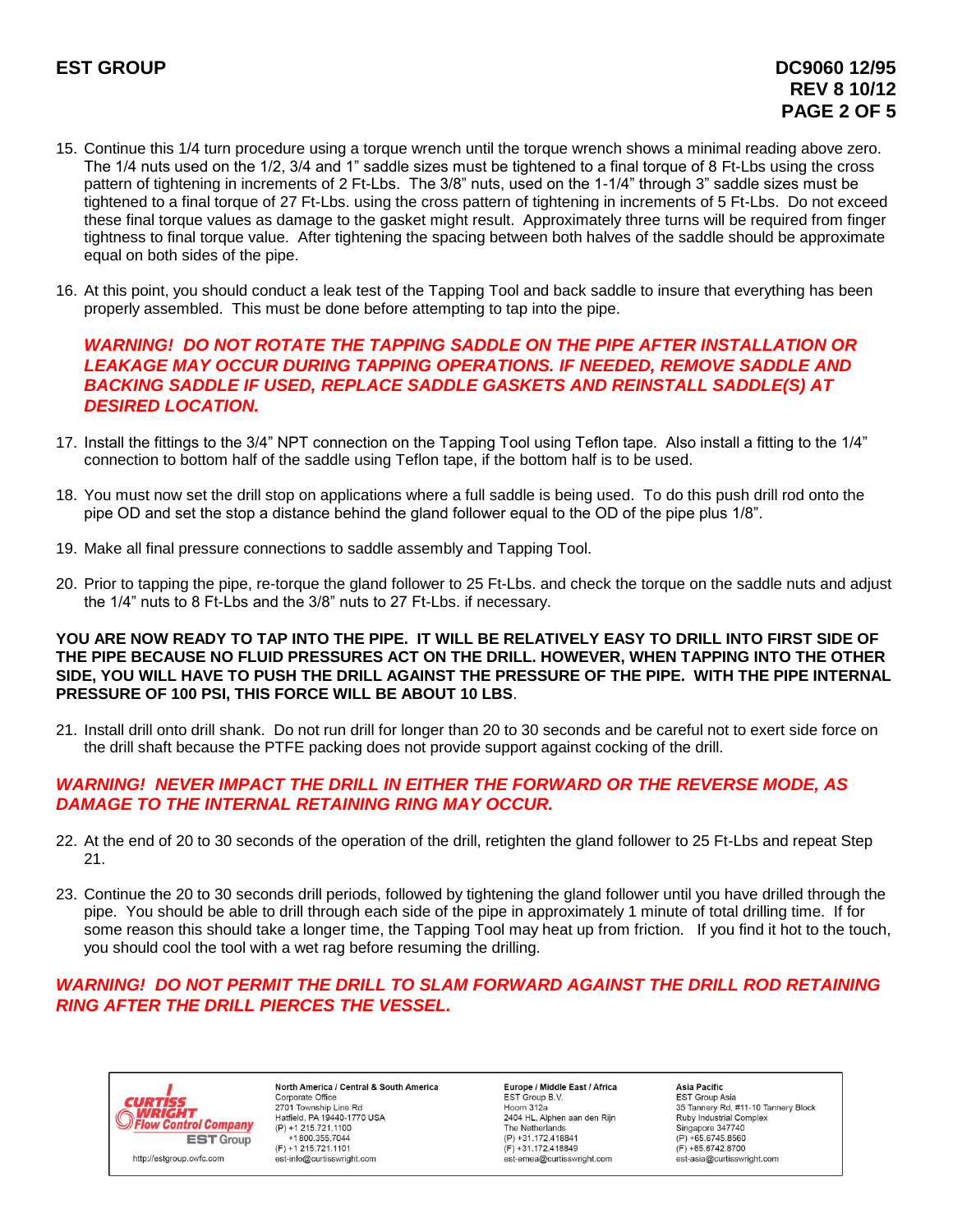15. Continue this 1/4 turn procedure using a torque wrench until the torque wrench shows a minimal reading above zero. The 1/4 nuts used on the 1/2, 3/4 and 1" saddle sizes must be tightened to a final torque of 8 Ft-Lbs using the cross pattern of tightening in increments of 2 Ft-Lbs. The 3/8" nuts, used on the 1-1/4" through 3" saddle sizes must be tightened to a final torque of 27 Ft-Lbs. using the cross pattern of tightening in increments of 5 Ft-Lbs. Do not exceed these final torque values as damage to the gasket might result. Approximately three turns will be required from finger tightness to final torque value. After tightening the spacing between both halves of the saddle should be approximate equal on both sides of the pipe.

16. At this point, you should conduct a leak test of the Tapping Tool and back saddle to insure that everything has been properly assembled. This must be done before attempting to tap into the pipe.

***WARNING! DO NOT ROTATE THE TAPPING SADDLE ON THE PIPE AFTER INSTALLATION OR LEAKAGE MAY OCCUR DURING TAPPING OPERATIONS. IF NEEDED, REMOVE SADDLE AND BACKING SADDLE IF USED, REPLACE SADDLE GASKETS AND REINSTALL SADDLE(S) AT DESIRED LOCATION.***

17. Install the fittings to the 3/4" NPT connection on the Tapping Tool using Teflon tape. Also install a fitting to the 1/4" connection to bottom half of the saddle using Teflon tape, if the bottom half is to be used.

18. You must now set the drill stop on applications where a full saddle is being used. To do this push drill rod onto the pipe OD and set the stop a distance behind the gland follower equal to the OD of the pipe plus 1/8".

19. Make all final pressure connections to saddle assembly and Tapping Tool.

20. Prior to tapping the pipe, re-torque the gland follower to 25 Ft-Lbs. and check the torque on the saddle nuts and adjust the 1/4" nuts to 8 Ft-Lbs and the 3/8" nuts to 27 Ft-Lbs. if necessary.

**YOU ARE NOW READY TO TAP INTO THE PIPE. IT WILL BE RELATIVELY EASY TO DRILL INTO FIRST SIDE OF THE PIPE BECAUSE NO FLUID PRESSURES ACT ON THE DRILL. HOWEVER, WHEN TAPPING INTO THE OTHER SIDE, YOU WILL HAVE TO PUSH THE DRILL AGAINST THE PRESSURE OF THE PIPE. WITH THE PIPE INTERNAL PRESSURE OF 100 PSI, THIS FORCE WILL BE ABOUT 10 LBS**.

21. Install drill onto drill shank. Do not run drill for longer than 20 to 30 seconds and be careful not to exert side force on the drill shaft because the PTFE packing does not provide support against cocking of the drill.

***WARNING! NEVER IMPACT THE DRILL IN EITHER THE FORWARD OR THE REVERSE MODE, AS DAMAGE TO THE INTERNAL RETAINING RING MAY OCCUR.***

22. At the end of 20 to 30 seconds of the operation of the drill, retighten the gland follower to 25 Ft-Lbs and repeat Step 21.

23. Continue the 20 to 30 seconds drill periods, followed by tightening the gland follower until you have drilled through the pipe. You should be able to drill through each side of the pipe in approximately 1 minute of total drilling time. If for some reason this should take a longer time, the Tapping Tool may heat up from friction. If you find it hot to the touch, you should cool the tool with a wet rag before resuming the drilling.

***WARNING! DO NOT PERMIT THE DRILL TO SLAM FORWARD AGAINST THE DRILL ROD RETAINING RING AFTER THE DRILL PIERCES THE VESSEL.***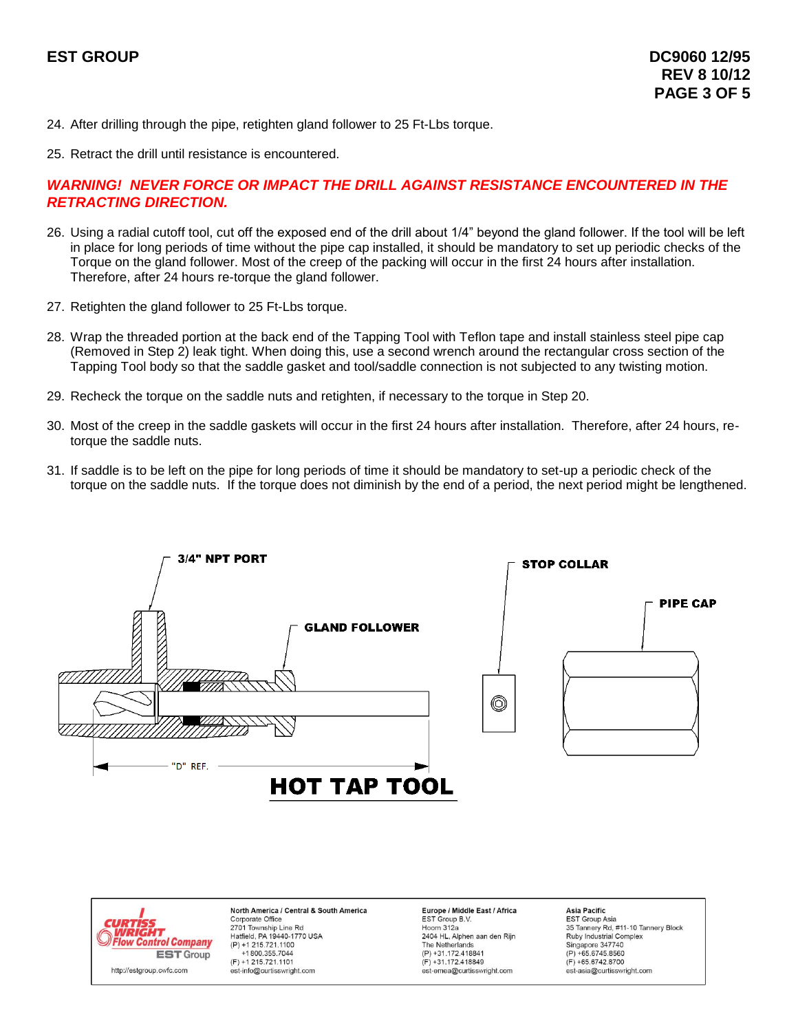24. After drilling through the pipe, retighten gland follower to 25 Ft-Lbs torque.

25. Retract the drill until resistance is encountered.

***WARNING! NEVER FORCE OR IMPACT THE DRILL AGAINST RESISTANCE ENCOUNTERED IN THE RETRACTING DIRECTION.***

26. Using a radial cutoff tool, cut off the exposed end of the drill about 1/4" beyond the gland follower. If the tool will be left in place for long periods of time without the pipe cap installed, it should be mandatory to set up periodic checks of the Torque on the gland follower. Most of the creep of the packing will occur in the first 24 hours after installation. Therefore, after 24 hours re-torque the gland follower.

27. Retighten the gland follower to 25 Ft-Lbs torque.

28. Wrap the threaded portion at the back end of the Tapping Tool with Teflon tape and install stainless steel pipe cap (Removed in Step 2) leak tight. When doing this, use a second wrench around the rectangular cross section of the Tapping Tool body so that the saddle gasket and tool/saddle connection is not subjected to any twisting motion.

29. Recheck the torque on the saddle nuts and retighten, if necessary to the torque in Step 20.

30. Most of the creep in the saddle gaskets will occur in the first 24 hours after installation. Therefore, after 24 hours, re-torque the saddle nuts.

31. If saddle is to be left on the pipe for long periods of time it should be mandatory to set-up a periodic check of the torque on the saddle nuts. If the torque does not diminish by the end of a period, the next period might be lengthened.

3/4" NPT PORT

GLAND FOLLOWER

STOP COLLAR

PIPE CAP

"D" REF.

**HOT TAP TOOL**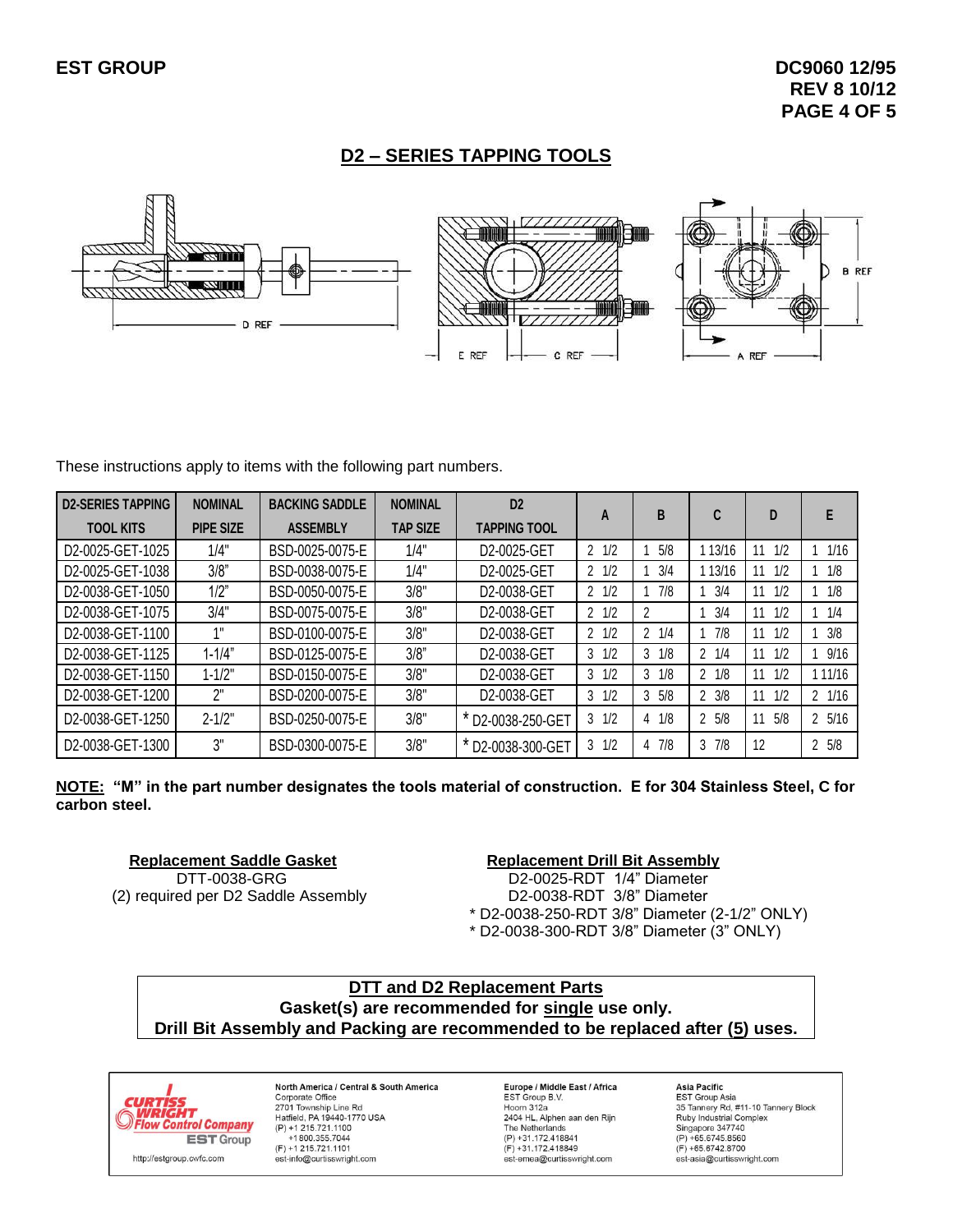## D2 – SERIES TAPPING TOOLS

These instructions apply to items with the following part numbers.

| D2-SERIES TAPPING TOOL KITS | NOMINAL PIPE SIZE | BACKING SADDLE ASSEMBLY | NOMINAL TAP SIZE | D2 TAPPING TOOL | A | B | C | D | E |
|---|---|---|---|---|---|---|---|---|---|
| D2-0025-GET-1025 | 1/4" | BSD-0025-0075-E | 1/4" | D2-0025-GET | 2 1/2 | 1 5/8 | 1 13/16 | 11 1/2 | 1 1/16 |
| D2-0025-GET-1038 | 3/8" | BSD-0038-0075-E | 1/4" | D2-0025-GET | 2 1/2 | 1 3/4 | 1 13/16 | 11 1/2 | 1 1/8 |
| D2-0038-GET-1050 | 1/2" | BSD-0050-0075-E | 3/8" | D2-0038-GET | 2 1/2 | 1 7/8 | 1 3/4 | 11 1/2 | 1 1/8 |
| D2-0038-GET-1075 | 3/4" | BSD-0075-0075-E | 3/8" | D2-0038-GET | 2 1/2 | 2 | 1 3/4 | 11 1/2 | 1 1/4 |
| D2-0038-GET-1100 | 1" | BSD-0100-0075-E | 3/8" | D2-0038-GET | 2 1/2 | 2 1/4 | 1 7/8 | 11 1/2 | 1 3/8 |
| D2-0038-GET-1125 | 1-1/4" | BSD-0125-0075-E | 3/8" | D2-0038-GET | 3 1/2 | 3 1/8 | 2 1/4 | 11 1/2 | 1 9/16 |
| D2-0038-GET-1150 | 1-1/2" | BSD-0150-0075-E | 3/8" | D2-0038-GET | 3 1/2 | 3 1/8 | 2 1/8 | 11 1/2 | 1 11/16 |
| D2-0038-GET-1200 | 2" | BSD-0200-0075-E | 3/8" | D2-0038-GET | 3 1/2 | 3 5/8 | 2 3/8 | 11 1/2 | 2 1/16 |
| D2-0038-GET-1250 | 2-1/2" | BSD-0250-0075-E | 3/8" | * D2-0038-250-GET | 3 1/2 | 4 1/8 | 2 5/8 | 11 5/8 | 2 5/16 |
| D2-0038-GET-1300 | 3" | BSD-0300-0075-E | 3/8" | * D2-0038-300-GET | 3 1/2 | 4 7/8 | 3 7/8 | 12 | 2 5/8 |

**NOTE: "M" in the part number designates the tools material of construction. E for 304 Stainless Steel, C for carbon steel.**

**Replacement Saddle Gasket**

DTT-0038-GRG
(2) required per D2 Saddle Assembly

**Replacement Drill Bit Assembly**

D2-0025-RDT 1/4" Diameter
D2-0038-RDT 3/8" Diameter
* D2-0038-250-RDT 3/8" Diameter (2-1/2" ONLY)
* D2-0038-300-RDT 3/8" Diameter (3" ONLY)

**DTT and D2 Replacement Parts**
**Gasket(s) are recommended for single use only.**
**Drill Bit Assembly and Packing are recommended to be replaced after (5) uses.**

CURTISS WRIGHT Flow Control Company
EST Group
http://estgroup.cwfc.com

North America / Central & South America
Corporate Office
2701 Township Line Rd
Hatfield, PA 19440-1770 USA
(P) +1 215.721.1100
+1 800.355.7044
(F) +1 215.721.1101
est-info@curtisswright.com

Europe / Middle East / Africa
EST Group B.V.
Hoorn 312a
2404 HL, Alphen aan den Rijn
The Netherlands
(P) +31.172.418841
(F) +31.172.418849
est-emea@curtisswright.com

Asia Pacific
EST Group Asia
35 Tannery Rd, #11-10 Tannery Block
Ruby Industrial Complex
Singapore 347740
(P) +65.6745.8560
(F) +65.6742.8700
est-asia@curtisswright.com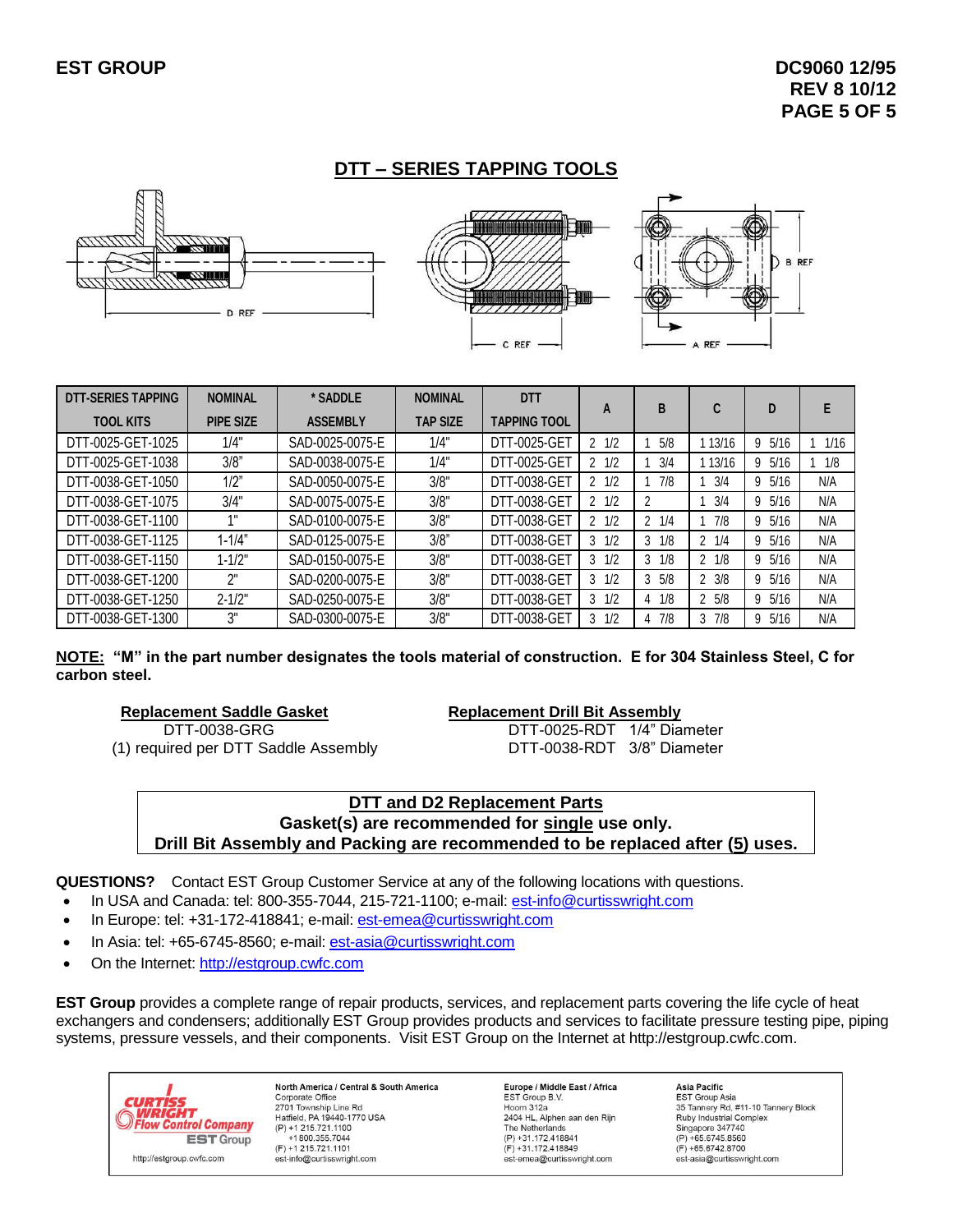## DTT – SERIES TAPPING TOOLS

D REF

C REF

A REF

B REF

| DTT-SERIES TAPPING TOOL KITS | NOMINAL PIPE SIZE | * SADDLE ASSEMBLY | NOMINAL TAP SIZE | DTT TAPPING TOOL | A | B | C | D | E |
|---|---|---|---|---|---|---|---|---|---|
| DTT-0025-GET-1025 | 1/4" | SAD-0025-0075-E | 1/4" | DTT-0025-GET | 2 1/2 | 1 5/8 | 1 13/16 | 9 5/16 | 1 1/16 |
| DTT-0025-GET-1038 | 3/8" | SAD-0038-0075-E | 1/4" | DTT-0025-GET | 2 1/2 | 1 3/4 | 1 13/16 | 9 5/16 | 1 1/8 |
| DTT-0038-GET-1050 | 1/2" | SAD-0050-0075-E | 3/8" | DTT-0038-GET | 2 1/2 | 1 7/8 | 1 3/4 | 9 5/16 | N/A |
| DTT-0038-GET-1075 | 3/4" | SAD-0075-0075-E | 3/8" | DTT-0038-GET | 2 1/2 | 2 | 1 3/4 | 9 5/16 | N/A |
| DTT-0038-GET-1100 | 1" | SAD-0100-0075-E | 3/8" | DTT-0038-GET | 2 1/2 | 2 1/4 | 1 7/8 | 9 5/16 | N/A |
| DTT-0038-GET-1125 | 1-1/4" | SAD-0125-0075-E | 3/8" | DTT-0038-GET | 3 1/2 | 3 1/8 | 2 1/4 | 9 5/16 | N/A |
| DTT-0038-GET-1150 | 1-1/2" | SAD-0150-0075-E | 3/8" | DTT-0038-GET | 3 1/2 | 3 1/8 | 2 1/8 | 9 5/16 | N/A |
| DTT-0038-GET-1200 | 2" | SAD-0200-0075-E | 3/8" | DTT-0038-GET | 3 1/2 | 3 5/8 | 2 3/8 | 9 5/16 | N/A |
| DTT-0038-GET-1250 | 2-1/2" | SAD-0250-0075-E | 3/8" | DTT-0038-GET | 3 1/2 | 4 1/8 | 2 5/8 | 9 5/16 | N/A |
| DTT-0038-GET-1300 | 3" | SAD-0300-0075-E | 3/8" | DTT-0038-GET | 3 1/2 | 4 7/8 | 3 7/8 | 9 5/16 | N/A |

**NOTE: "M" in the part number designates the tools material of construction. E for 304 Stainless Steel, C for carbon steel.**

**Replacement Saddle Gasket**
DTT-0038-GRG
(1) required per DTT Saddle Assembly

**Replacement Drill Bit Assembly**
DTT-0025-RDT 1/4" Diameter
DTT-0038-RDT 3/8" Diameter

**DTT and D2 Replacement Parts**
**Gasket(s) are recommended for single use only.**
**Drill Bit Assembly and Packing are recommended to be replaced after (5) uses.**

**QUESTIONS?** Contact EST Group Customer Service at any of the following locations with questions.

- In USA and Canada: tel: 800-355-7044, 215-721-1100; e-mail: est-info@curtisswright.com
- In Europe: tel: +31-172-418841; e-mail: est-emea@curtisswright.com
- In Asia: tel: +65-6745-8560; e-mail: est-asia@curtisswright.com
- On the Internet: http://estgroup.cwfc.com

**EST Group** provides a complete range of repair products, services, and replacement parts covering the life cycle of heat exchangers and condensers; additionally EST Group provides products and services to facilitate pressure testing pipe, piping systems, pressure vessels, and their components. Visit EST Group on the Internet at http://estgroup.cwfc.com.

CURTISS WRIGHT Flow Control Company
EST Group
http://estgroup.cwfc.com

**North America / Central & South America**
Corporate Office
2701 Township Line Rd
Hatfield, PA 19440-1770 USA
(P) +1 215.721.1100
+1 800.355.7044
(F) +1 215.721.1101
est-info@curtisswright.com

**Europe / Middle East / Africa**
EST Group B.V.
Hoorn 312a
2404 HL, Alphen aan den Rijn
The Netherlands
(P) +31.172.418841
(F) +31.172.418849
est-emea@curtisswright.com

**Asia Pacific**
EST Group Asia
35 Tannery Rd, #11-10 Tannery Block
Ruby Industrial Complex
Singapore 347740
(P) +65.6745.8560
(F) +65.6742.8700
est-asia@curtisswright.com